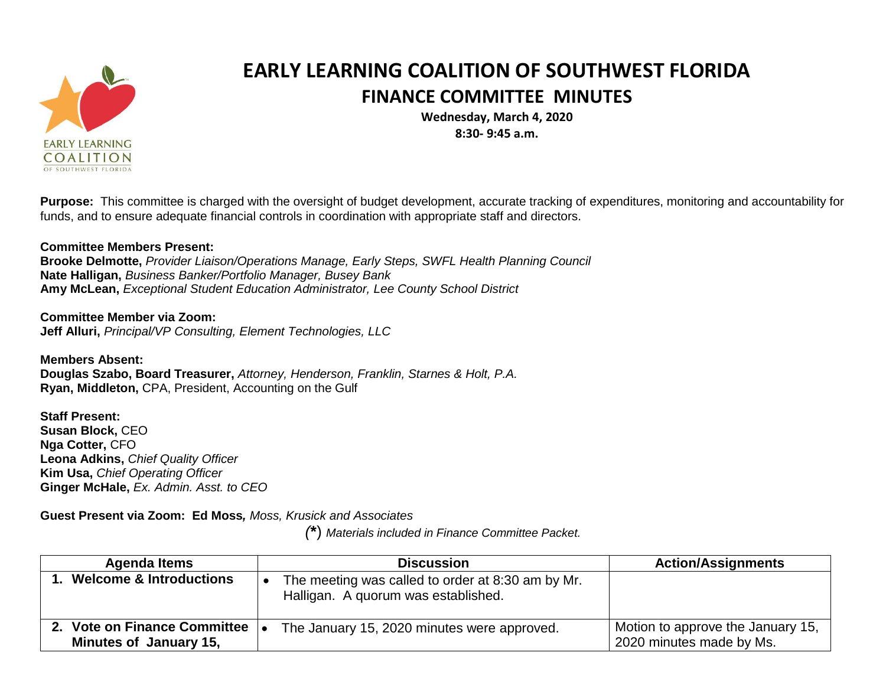# EARLY LEARNING COALITION OF SOUTHWEST FLORIDA

## FINANCE COMMITTEE MINUTES

**Wednesday, March 4, 2020**
**8:30- 9:45 a.m.**

**Purpose:** This committee is charged with the oversight of budget development, accurate tracking of expenditures, monitoring and accountability for funds, and to ensure adequate financial controls in coordination with appropriate staff and directors.

**Committee Members Present:**
**Brooke Delmotte,** *Provider Liaison/Operations Manage, Early Steps, SWFL Health Planning Council*
**Nate Halligan,** *Business Banker/Portfolio Manager, Busey Bank*
**Amy McLean,** *Exceptional Student Education Administrator, Lee County School District*

**Committee Member via Zoom:**
**Jeff Alluri,** *Principal/VP Consulting, Element Technologies, LLC*

**Members Absent:**
**Douglas Szabo, Board Treasurer,** *Attorney, Henderson, Franklin, Starnes & Holt, P.A.*
**Ryan, Middleton,** CPA, President, Accounting on the Gulf

**Staff Present:**
**Susan Block,** CEO
**Nga Cotter,** CFO
**Leona Adkins,** *Chief Quality Officer*
**Kim Usa,** *Chief Operating Officer*
**Ginger McHale,** *Ex. Admin. Asst. to CEO*

**Guest Present via Zoom: Ed Moss***, Moss, Krusick and Associates*

(*) *Materials included in Finance Committee Packet.*

| Agenda Items | Discussion | Action/Assignments |
|---|---|---|
| **1. Welcome & Introductions** | • The meeting was called to order at 8:30 am by Mr. Halligan. A quorum was established. | |
| **2. Vote on Finance Committee Minutes of January 15,** | • The January 15, 2020 minutes were approved. | Motion to approve the January 15, 2020 minutes made by Ms. |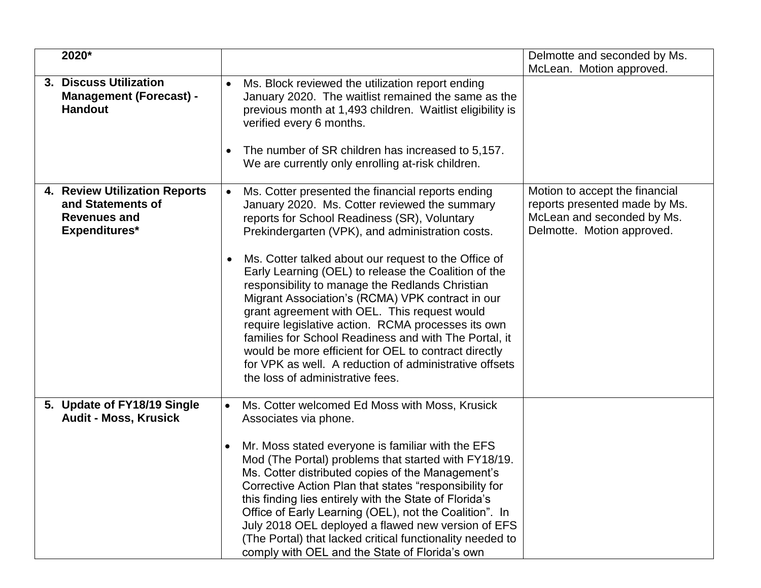| | | |
|---|---|---|
| **2020*** | | Delmotte and seconded by Ms. McLean. Motion approved. |
| **3. Discuss Utilization Management (Forecast) - Handout** | • Ms. Block reviewed the utilization report ending January 2020. The waitlist remained the same as the previous month at 1,493 children. Waitlist eligibility is verified every 6 months.<br><br>• The number of SR children has increased to 5,157. We are currently only enrolling at-risk children. | |
| **4. Review Utilization Reports and Statements of Revenues and Expenditures*** | • Ms. Cotter presented the financial reports ending January 2020. Ms. Cotter reviewed the summary reports for School Readiness (SR), Voluntary Prekindergarten (VPK), and administration costs.<br><br>• Ms. Cotter talked about our request to the Office of Early Learning (OEL) to release the Coalition of the responsibility to manage the Redlands Christian Migrant Association's (RCMA) VPK contract in our grant agreement with OEL. This request would require legislative action. RCMA processes its own families for School Readiness and with The Portal, it would be more efficient for OEL to contract directly for VPK as well. A reduction of administrative offsets the loss of administrative fees. | Motion to accept the financial reports presented made by Ms. McLean and seconded by Ms. Delmotte. Motion approved. |
| **5. Update of FY18/19 Single Audit - Moss, Krusick** | • Ms. Cotter welcomed Ed Moss with Moss, Krusick Associates via phone.<br><br>• Mr. Moss stated everyone is familiar with the EFS Mod (The Portal) problems that started with FY18/19. Ms. Cotter distributed copies of the Management's Corrective Action Plan that states "responsibility for this finding lies entirely with the State of Florida's Office of Early Learning (OEL), not the Coalition". In July 2018 OEL deployed a flawed new version of EFS (The Portal) that lacked critical functionality needed to comply with OEL and the State of Florida's own | |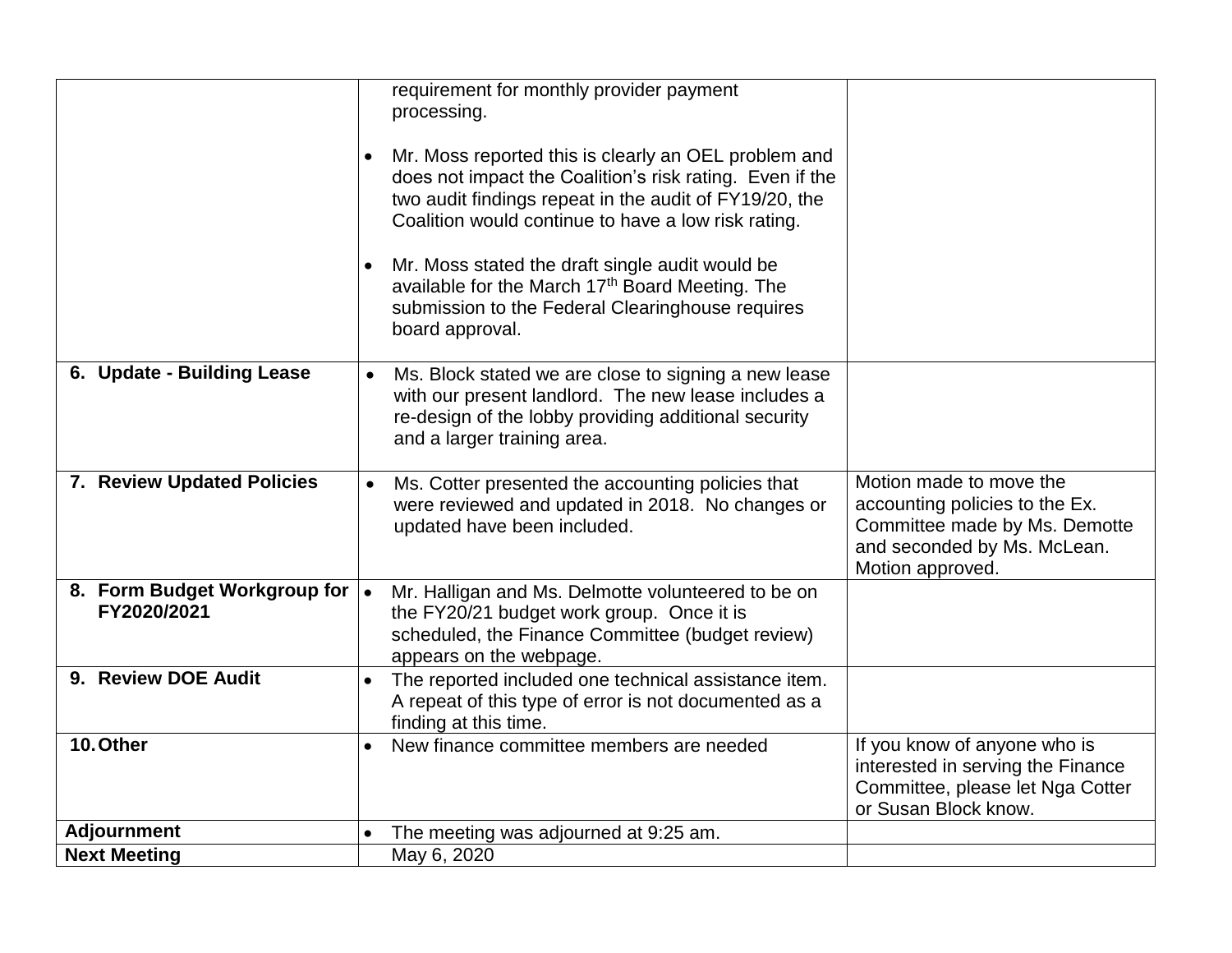| | | |
|---|---|---|
| | requirement for monthly provider payment processing.<br><br>• Mr. Moss reported this is clearly an OEL problem and does not impact the Coalition's risk rating. Even if the two audit findings repeat in the audit of FY19/20, the Coalition would continue to have a low risk rating.<br><br>• Mr. Moss stated the draft single audit would be available for the March 17th Board Meeting. The submission to the Federal Clearinghouse requires board approval. | |
| **6. Update - Building Lease** | • Ms. Block stated we are close to signing a new lease with our present landlord. The new lease includes a re-design of the lobby providing additional security and a larger training area. | |
| **7. Review Updated Policies** | • Ms. Cotter presented the accounting policies that were reviewed and updated in 2018. No changes or updated have been included. | Motion made to move the accounting policies to the Ex. Committee made by Ms. Demotte and seconded by Ms. McLean. Motion approved. |
| **8. Form Budget Workgroup for FY2020/2021** | • Mr. Halligan and Ms. Delmotte volunteered to be on the FY20/21 budget work group. Once it is scheduled, the Finance Committee (budget review) appears on the webpage. | |
| **9. Review DOE Audit** | • The reported included one technical assistance item. A repeat of this type of error is not documented as a finding at this time. | |
| **10. Other** | • New finance committee members are needed | If you know of anyone who is interested in serving the Finance Committee, please let Nga Cotter or Susan Block know. |
| **Adjournment** | • The meeting was adjourned at 9:25 am. | |
| **Next Meeting** | May 6, 2020 | |